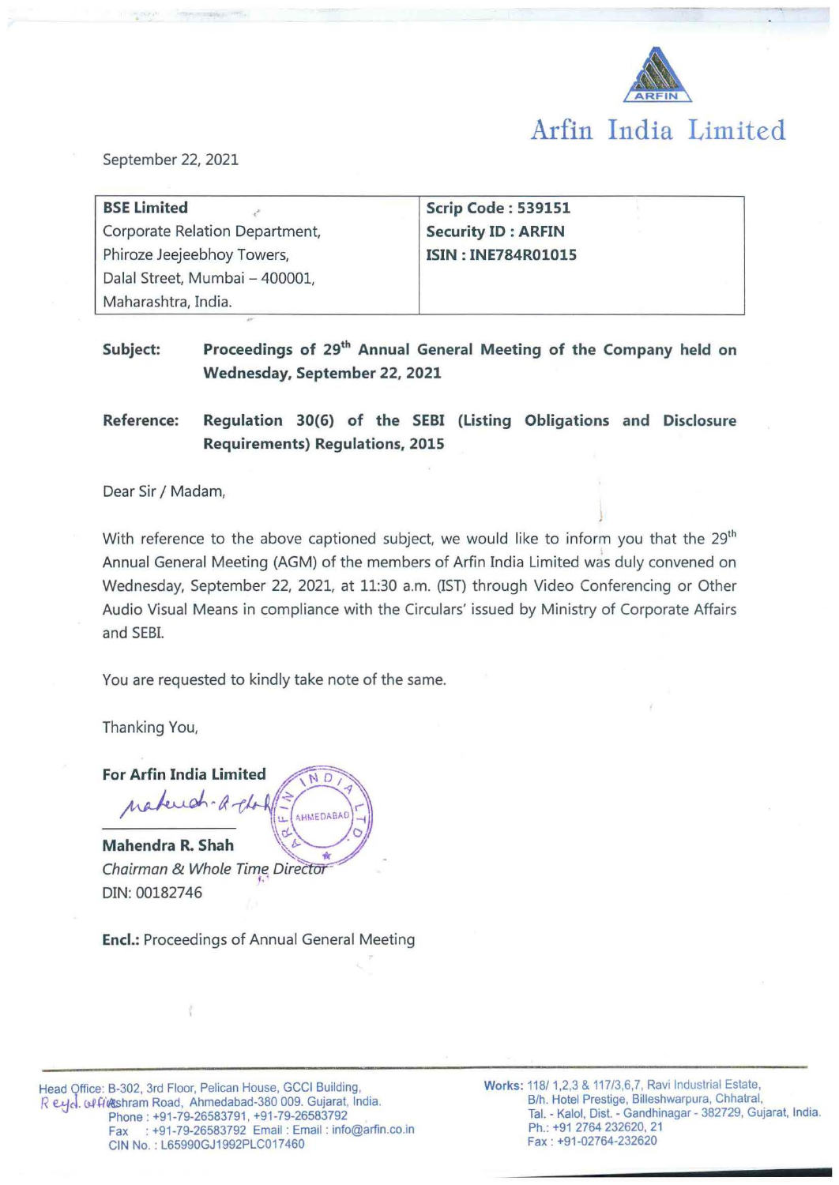# Arfin India Limited

September 22, 2021

| **BSE Limited** Corporate Relation Department, Phiroze Jeejeebhoy Towers, Dalal Street, Mumbai – 400001, Maharashtra, India. | **Scrip Code : 539151** **Security ID : ARFIN** **ISIN : INE784R01015** |
|---|---|

**Subject:** **Proceedings of 29th Annual General Meeting of the Company held on Wednesday, September 22, 2021**

**Reference:** **Regulation 30(6) of the SEBI (Listing Obligations and Disclosure Requirements) Regulations, 2015**

Dear Sir / Madam,

With reference to the above captioned subject, we would like to inform you that the 29th Annual General Meeting (AGM) of the members of Arfin India Limited was duly convened on Wednesday, September 22, 2021, at 11:30 a.m. (IST) through Video Conferencing or Other Audio Visual Means in compliance with the Circulars' issued by Ministry of Corporate Affairs and SEBI.

You are requested to kindly take note of the same.

Thanking You,

**For Arfin India Limited**

**Mahendra R. Shah**
*Chairman & Whole Time Director*
DIN: 00182746

**Encl.:** Proceedings of Annual General Meeting

Head Office: B-302, 3rd Floor, Pelican House, GCCI Building, Regd. office: Ashram Road, Ahmedabad-380 009. Gujarat, India.
Phone : +91-79-26583791, +91-79-26583792
Fax : +91-79-26583792 Email : Email : info@arfin.co.in
CIN No. : L65990GJ1992PLC017460

Works: 118/ 1,2,3 & 117/3,6,7, Ravi Industrial Estate, B/h. Hotel Prestige, Billeshwarpura, Chhatral, Tal. - Kalol, Dist. - Gandhinagar - 382729, Gujarat, India.
Ph.: +91 2764 232620, 21
Fax : +91-02764-232620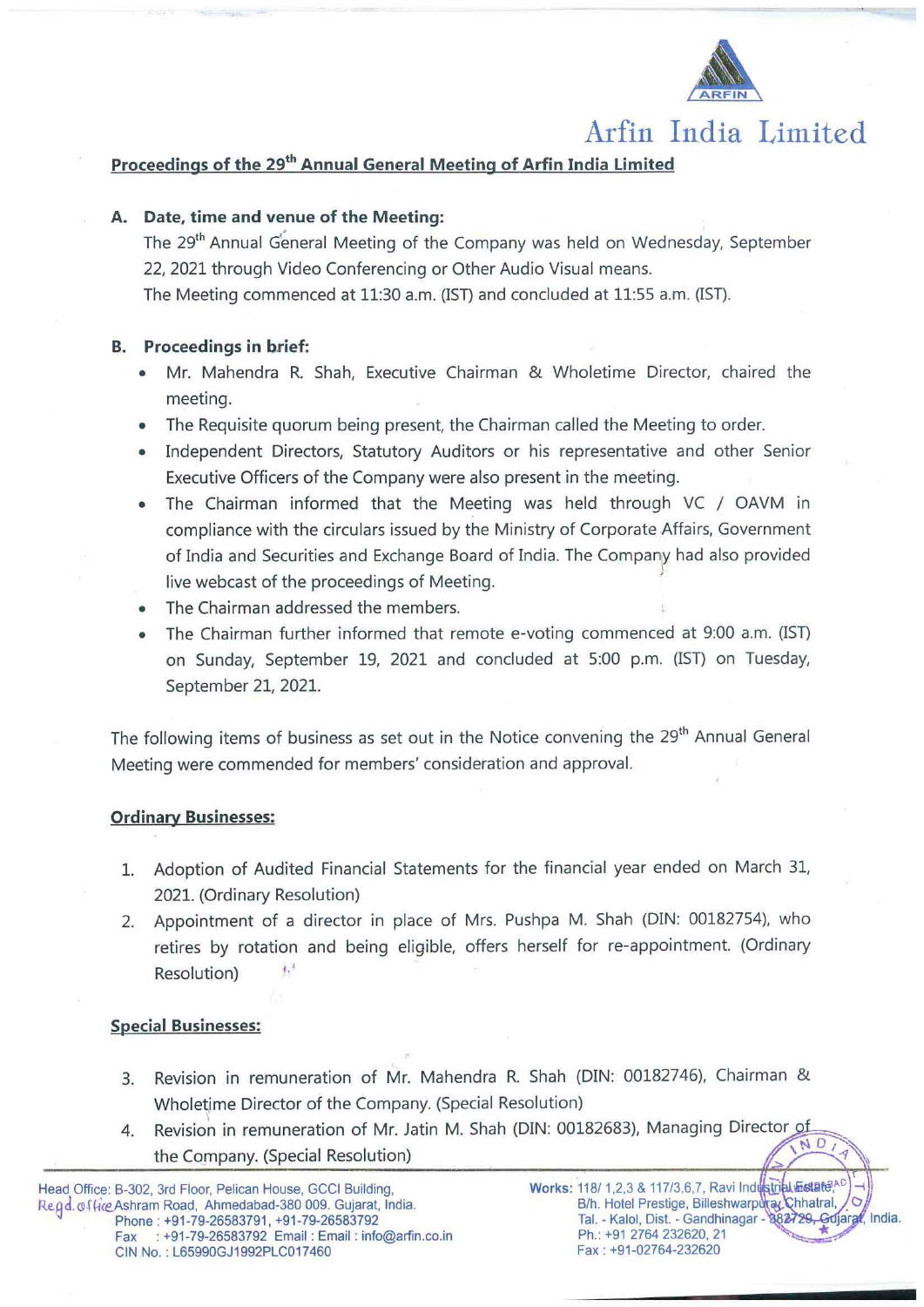# Arfin India Limited

## Proceedings of the 29th Annual General Meeting of Arfin India Limited

**A. Date, time and venue of the Meeting:**

The 29th Annual General Meeting of the Company was held on Wednesday, September 22, 2021 through Video Conferencing or Other Audio Visual means.

The Meeting commenced at 11:30 a.m. (IST) and concluded at 11:55 a.m. (IST).

**B. Proceedings in brief:**

- Mr. Mahendra R. Shah, Executive Chairman & Wholetime Director, chaired the meeting.
- The Requisite quorum being present, the Chairman called the Meeting to order.
- Independent Directors, Statutory Auditors or his representative and other Senior Executive Officers of the Company were also present in the meeting.
- The Chairman informed that the Meeting was held through VC / OAVM in compliance with the circulars issued by the Ministry of Corporate Affairs, Government of India and Securities and Exchange Board of India. The Company had also provided live webcast of the proceedings of Meeting.
- The Chairman addressed the members.
- The Chairman further informed that remote e-voting commenced at 9:00 a.m. (IST) on Sunday, September 19, 2021 and concluded at 5:00 p.m. (IST) on Tuesday, September 21, 2021.

The following items of business as set out in the Notice convening the 29th Annual General Meeting were commended for members' consideration and approval.

**Ordinary Businesses:**

1. Adoption of Audited Financial Statements for the financial year ended on March 31, 2021. (Ordinary Resolution)
2. Appointment of a director in place of Mrs. Pushpa M. Shah (DIN: 00182754), who retires by rotation and being eligible, offers herself for re-appointment. (Ordinary Resolution)

**Special Businesses:**

3. Revision in remuneration of Mr. Mahendra R. Shah (DIN: 00182746), Chairman & Wholetime Director of the Company. (Special Resolution)
4. Revision in remuneration of Mr. Jatin M. Shah (DIN: 00182683), Managing Director of the Company. (Special Resolution)

Head Office: B-302, 3rd Floor, Pelican House, GCCI Building, Regd. office Ashram Road, Ahmedabad-380 009. Gujarat, India.
Phone : +91-79-26583791, +91-79-26583792
Fax : +91-79-26583792 Email : Email : info@arfin.co.in
CIN No. : L65990GJ1992PLC017460

Works: 118/ 1,2,3 & 117/3,6,7, Ravi Industrial Estate, B/h. Hotel Prestige, Billeshwarpura, Chhatral, Tal. - Kalol, Dist. - Gandhinagar - 382729, Gujarat, India.
Ph.: +91 2764 232620, 21
Fax : +91-02764-232620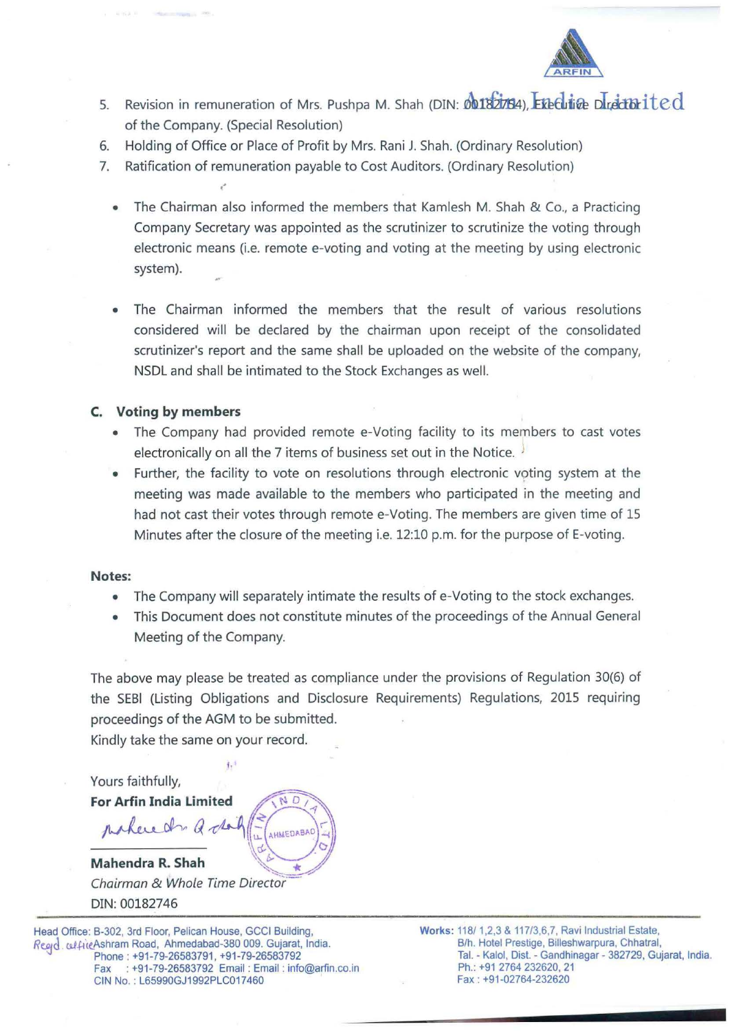5. Revision in remuneration of Mrs. Pushpa M. Shah (DIN: 00182754), Executive Director of the Company. (Special Resolution)
6. Holding of Office or Place of Profit by Mrs. Rani J. Shah. (Ordinary Resolution)
7. Ratification of remuneration payable to Cost Auditors. (Ordinary Resolution)

- The Chairman also informed the members that Kamlesh M. Shah & Co., a Practicing Company Secretary was appointed as the scrutinizer to scrutinize the voting through electronic means (i.e. remote e-voting and voting at the meeting by using electronic system).

- The Chairman informed the members that the result of various resolutions considered will be declared by the chairman upon receipt of the consolidated scrutinizer's report and the same shall be uploaded on the website of the company, NSDL and shall be intimated to the Stock Exchanges as well.

**C. Voting by members**

- The Company had provided remote e-Voting facility to its members to cast votes electronically on all the 7 items of business set out in the Notice.
- Further, the facility to vote on resolutions through electronic voting system at the meeting was made available to the members who participated in the meeting and had not cast their votes through remote e-Voting. The members are given time of 15 Minutes after the closure of the meeting i.e. 12:10 p.m. for the purpose of E-voting.

**Notes:**

- The Company will separately intimate the results of e-Voting to the stock exchanges.
- This Document does not constitute minutes of the proceedings of the Annual General Meeting of the Company.

The above may please be treated as compliance under the provisions of Regulation 30(6) of the SEBI (Listing Obligations and Disclosure Requirements) Regulations, 2015 requiring proceedings of the AGM to be submitted.

Kindly take the same on your record.

Yours faithfully,

**For Arfin India Limited**

**Mahendra R. Shah**

*Chairman & Whole Time Director*

DIN: 00182746

Head Office: B-302, 3rd Floor, Pelican House, GCCI Building, Regd. office Ashram Road, Ahmedabad-380 009. Gujarat, India.
Phone : +91-79-26583791, +91-79-26583792
Fax : +91-79-26583792 Email : Email : info@arfin.co.in
CIN No. : L65990GJ1992PLC017460

Works: 118/ 1,2,3 & 117/3,6,7, Ravi Industrial Estate, B/h. Hotel Prestige, Billeshwarpura, Chhatral, Tal. - Kalol, Dist. - Gandhinagar - 382729, Gujarat, India.
Ph.: +91 2764 232620, 21
Fax : +91-02764-232620